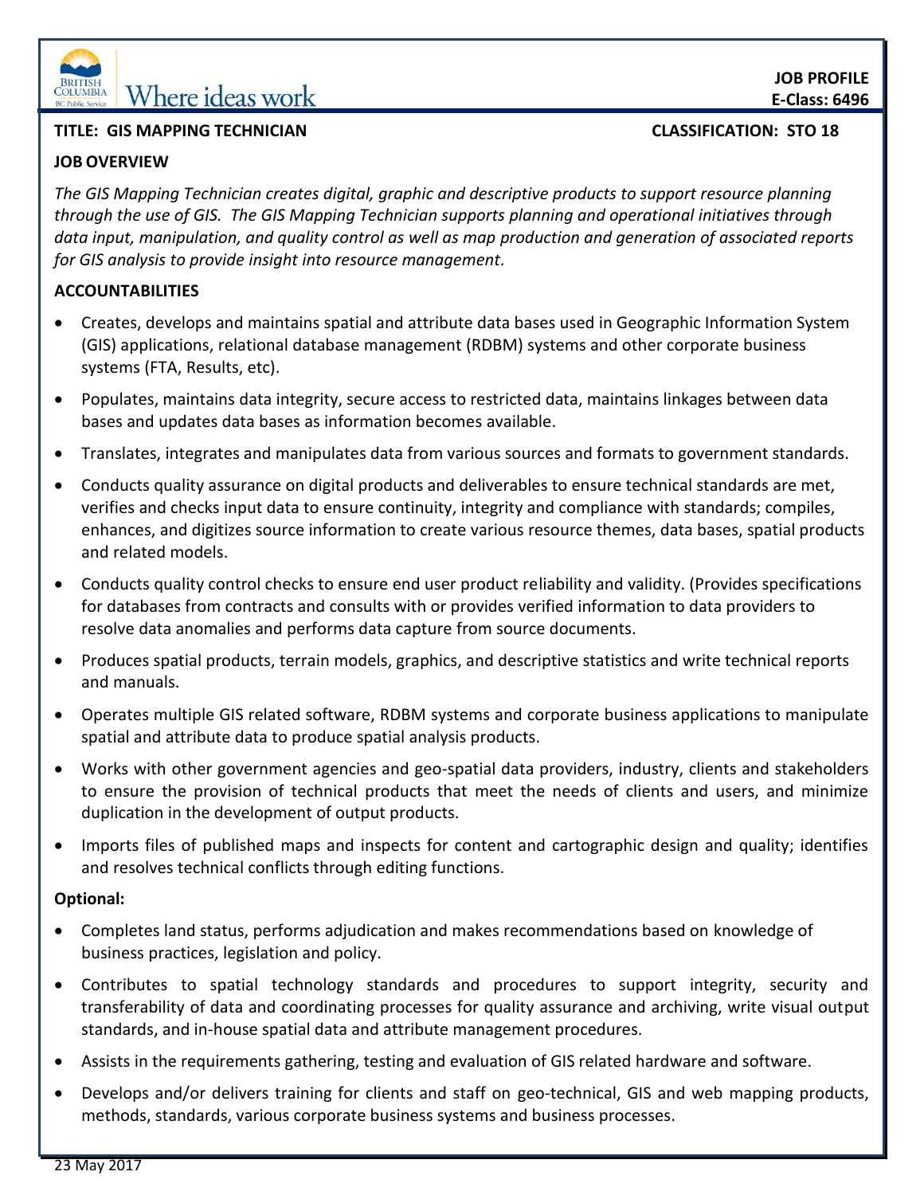**JOB PROFILE**
**E-Class: 6496**

**TITLE: GIS MAPPING TECHNICIAN** **CLASSIFICATION: STO 18**

## JOB OVERVIEW

*The GIS Mapping Technician creates digital, graphic and descriptive products to support resource planning through the use of GIS. The GIS Mapping Technician supports planning and operational initiatives through data input, manipulation, and quality control as well as map production and generation of associated reports for GIS analysis to provide insight into resource management.*

## ACCOUNTABILITIES

- Creates, develops and maintains spatial and attribute data bases used in Geographic Information System (GIS) applications, relational database management (RDBM) systems and other corporate business systems (FTA, Results, etc).
- Populates, maintains data integrity, secure access to restricted data, maintains linkages between data bases and updates data bases as information becomes available.
- Translates, integrates and manipulates data from various sources and formats to government standards.
- Conducts quality assurance on digital products and deliverables to ensure technical standards are met, verifies and checks input data to ensure continuity, integrity and compliance with standards; compiles, enhances, and digitizes source information to create various resource themes, data bases, spatial products and related models.
- Conducts quality control checks to ensure end user product reliability and validity. (Provides specifications for databases from contracts and consults with or provides verified information to data providers to resolve data anomalies and performs data capture from source documents.
- Produces spatial products, terrain models, graphics, and descriptive statistics and write technical reports and manuals.
- Operates multiple GIS related software, RDBM systems and corporate business applications to manipulate spatial and attribute data to produce spatial analysis products.
- Works with other government agencies and geo-spatial data providers, industry, clients and stakeholders to ensure the provision of technical products that meet the needs of clients and users, and minimize duplication in the development of output products.
- Imports files of published maps and inspects for content and cartographic design and quality; identifies and resolves technical conflicts through editing functions.

**Optional:**

- Completes land status, performs adjudication and makes recommendations based on knowledge of business practices, legislation and policy.
- Contributes to spatial technology standards and procedures to support integrity, security and transferability of data and coordinating processes for quality assurance and archiving, write visual output standards, and in-house spatial data and attribute management procedures.
- Assists in the requirements gathering, testing and evaluation of GIS related hardware and software.
- Develops and/or delivers training for clients and staff on geo-technical, GIS and web mapping products, methods, standards, various corporate business systems and business processes.

23 May 2017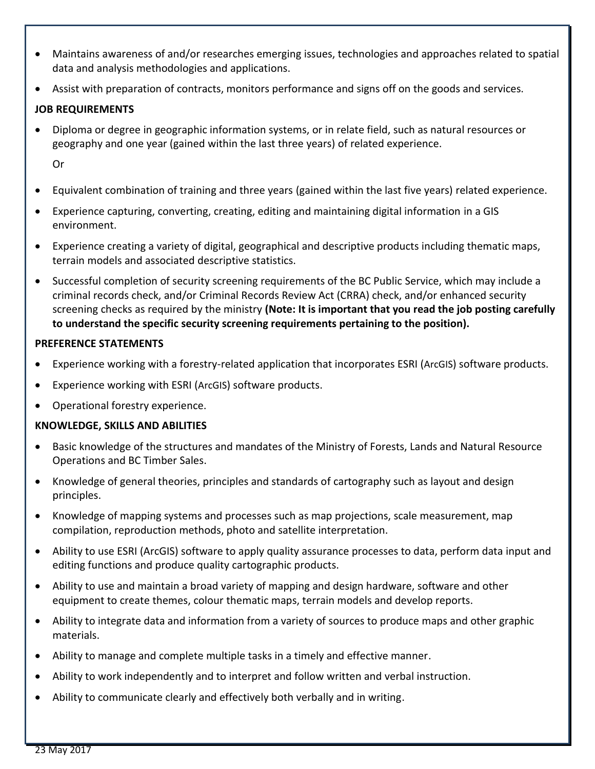- Maintains awareness of and/or researches emerging issues, technologies and approaches related to spatial data and analysis methodologies and applications.
- Assist with preparation of contracts, monitors performance and signs off on the goods and services.

**JOB REQUIREMENTS**

- Diploma or degree in geographic information systems, or in relate field, such as natural resources or geography and one year (gained within the last three years) of related experience.

  Or

- Equivalent combination of training and three years (gained within the last five years) related experience.
- Experience capturing, converting, creating, editing and maintaining digital information in a GIS environment.
- Experience creating a variety of digital, geographical and descriptive products including thematic maps, terrain models and associated descriptive statistics.
- Successful completion of security screening requirements of the BC Public Service, which may include a criminal records check, and/or Criminal Records Review Act (CRRA) check, and/or enhanced security screening checks as required by the ministry **(Note: It is important that you read the job posting carefully to understand the specific security screening requirements pertaining to the position).**

**PREFERENCE STATEMENTS**

- Experience working with a forestry-related application that incorporates ESRI (ArcGIS) software products.
- Experience working with ESRI (ArcGIS) software products.
- Operational forestry experience.

**KNOWLEDGE, SKILLS AND ABILITIES**

- Basic knowledge of the structures and mandates of the Ministry of Forests, Lands and Natural Resource Operations and BC Timber Sales.
- Knowledge of general theories, principles and standards of cartography such as layout and design principles.
- Knowledge of mapping systems and processes such as map projections, scale measurement, map compilation, reproduction methods, photo and satellite interpretation.
- Ability to use ESRI (ArcGIS) software to apply quality assurance processes to data, perform data input and editing functions and produce quality cartographic products.
- Ability to use and maintain a broad variety of mapping and design hardware, software and other equipment to create themes, colour thematic maps, terrain models and develop reports.
- Ability to integrate data and information from a variety of sources to produce maps and other graphic materials.
- Ability to manage and complete multiple tasks in a timely and effective manner.
- Ability to work independently and to interpret and follow written and verbal instruction.
- Ability to communicate clearly and effectively both verbally and in writing.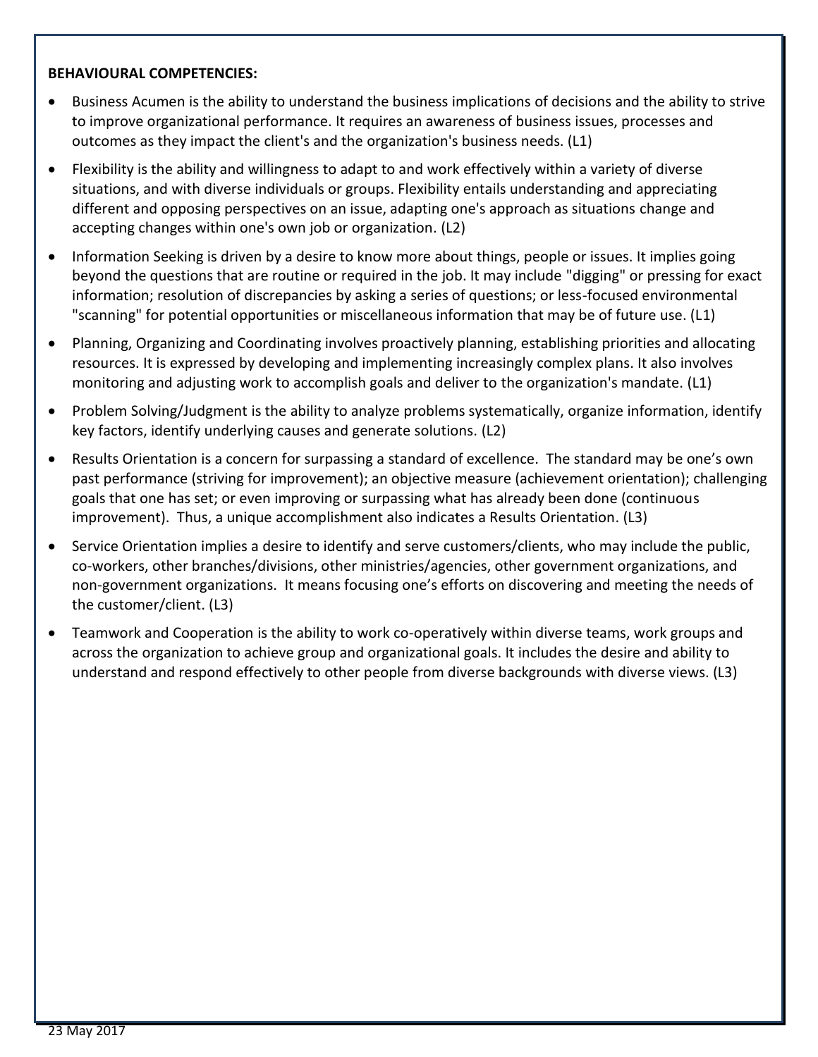**BEHAVIOURAL COMPETENCIES:**

- Business Acumen is the ability to understand the business implications of decisions and the ability to strive to improve organizational performance. It requires an awareness of business issues, processes and outcomes as they impact the client's and the organization's business needs. (L1)
- Flexibility is the ability and willingness to adapt to and work effectively within a variety of diverse situations, and with diverse individuals or groups. Flexibility entails understanding and appreciating different and opposing perspectives on an issue, adapting one's approach as situations change and accepting changes within one's own job or organization. (L2)
- Information Seeking is driven by a desire to know more about things, people or issues. It implies going beyond the questions that are routine or required in the job. It may include "digging" or pressing for exact information; resolution of discrepancies by asking a series of questions; or less-focused environmental "scanning" for potential opportunities or miscellaneous information that may be of future use. (L1)
- Planning, Organizing and Coordinating involves proactively planning, establishing priorities and allocating resources. It is expressed by developing and implementing increasingly complex plans. It also involves monitoring and adjusting work to accomplish goals and deliver to the organization's mandate. (L1)
- Problem Solving/Judgment is the ability to analyze problems systematically, organize information, identify key factors, identify underlying causes and generate solutions. (L2)
- Results Orientation is a concern for surpassing a standard of excellence. The standard may be one's own past performance (striving for improvement); an objective measure (achievement orientation); challenging goals that one has set; or even improving or surpassing what has already been done (continuous improvement). Thus, a unique accomplishment also indicates a Results Orientation. (L3)
- Service Orientation implies a desire to identify and serve customers/clients, who may include the public, co-workers, other branches/divisions, other ministries/agencies, other government organizations, and non-government organizations. It means focusing one's efforts on discovering and meeting the needs of the customer/client. (L3)
- Teamwork and Cooperation is the ability to work co-operatively within diverse teams, work groups and across the organization to achieve group and organizational goals. It includes the desire and ability to understand and respond effectively to other people from diverse backgrounds with diverse views. (L3)

23 May 2017